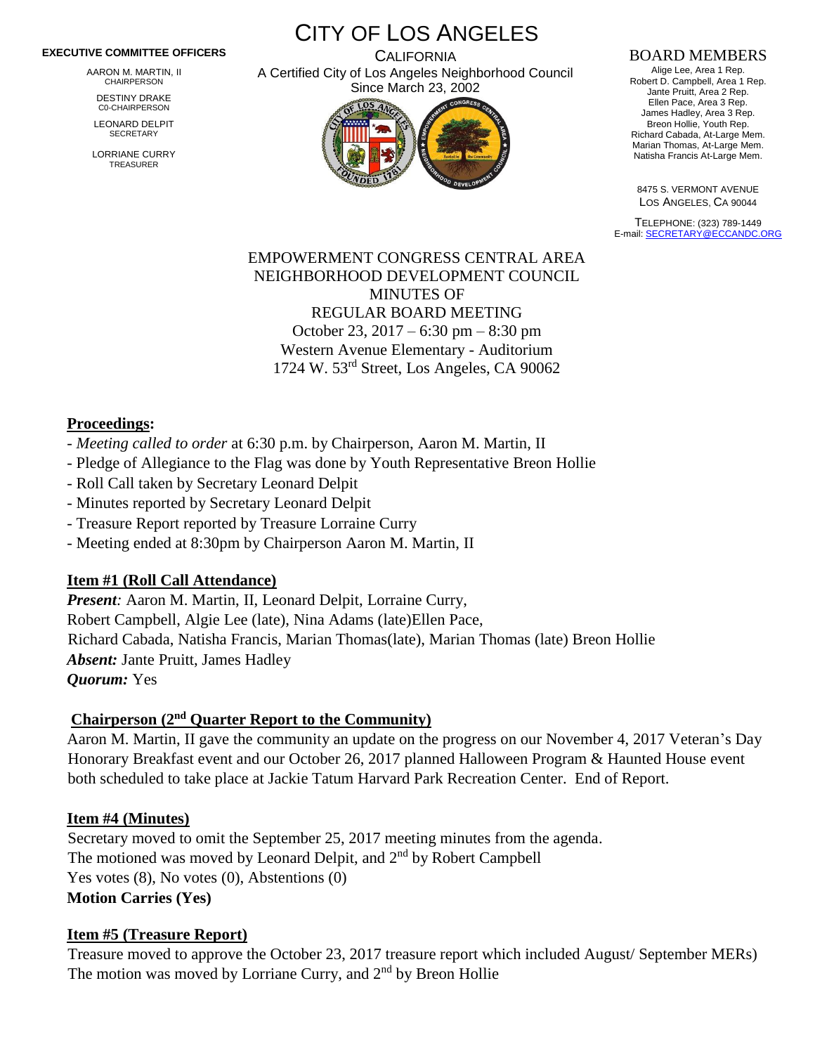**EXECUTIVE COMMITTEE OFFICERS**

AARON M. MARTIN, II
CHAIRPERSON

DESTINY DRAKE
C0-CHAIRPERSON

LEONARD DELPIT
SECRETARY

LORRIANE CURRY
TREASURER

# CITY OF LOS ANGELES

CALIFORNIA
A Certified City of Los Angeles Neighborhood Council
Since March 23, 2002

**BOARD MEMBERS**

Alige Lee, Area 1 Rep.
Robert D. Campbell, Area 1 Rep.
Jante Pruitt, Area 2 Rep.
Ellen Pace, Area 3 Rep.
James Hadley, Area 3 Rep.
Breon Hollie, Youth Rep.
Richard Cabada, At-Large Mem.
Marian Thomas, At-Large Mem.
Natisha Francis At-Large Mem.

8475 S. VERMONT AVENUE
LOS ANGELES, CA 90044

TELEPHONE: (323) 789-1449
E-mail: SECRETARY@ECCANDC.ORG

EMPOWERMENT CONGRESS CENTRAL AREA
NEIGHBORHOOD DEVELOPMENT COUNCIL
MINUTES OF
REGULAR BOARD MEETING
October 23, 2017 – 6:30 pm – 8:30 pm
Western Avenue Elementary - Auditorium
1724 W. 53rd Street, Los Angeles, CA 90062

## Proceedings:

- *Meeting called to order* at 6:30 p.m. by Chairperson, Aaron M. Martin, II
- Pledge of Allegiance to the Flag was done by Youth Representative Breon Hollie
- Roll Call taken by Secretary Leonard Delpit
- Minutes reported by Secretary Leonard Delpit
- Treasure Report reported by Treasure Lorraine Curry
- Meeting ended at 8:30pm by Chairperson Aaron M. Martin, II

## Item #1 (Roll Call Attendance)

***Present:*** Aaron M. Martin, II, Leonard Delpit, Lorraine Curry,
Robert Campbell, Algie Lee (late), Nina Adams (late)Ellen Pace,
Richard Cabada, Natisha Francis, Marian Thomas(late), Marian Thomas (late) Breon Hollie
***Absent:*** Jante Pruitt, James Hadley
***Quorum:*** Yes

## Chairperson (2nd Quarter Report to the Community)

Aaron M. Martin, II gave the community an update on the progress on our November 4, 2017 Veteran's Day Honorary Breakfast event and our October 26, 2017 planned Halloween Program & Haunted House event both scheduled to take place at Jackie Tatum Harvard Park Recreation Center. End of Report.

## Item #4 (Minutes)

Secretary moved to omit the September 25, 2017 meeting minutes from the agenda.
The motioned was moved by Leonard Delpit, and 2nd by Robert Campbell
Yes votes (8), No votes (0), Abstentions (0)
**Motion Carries (Yes)**

## Item #5 (Treasure Report)

Treasure moved to approve the October 23, 2017 treasure report which included August/ September MERs)
The motion was moved by Lorriane Curry, and 2nd by Breon Hollie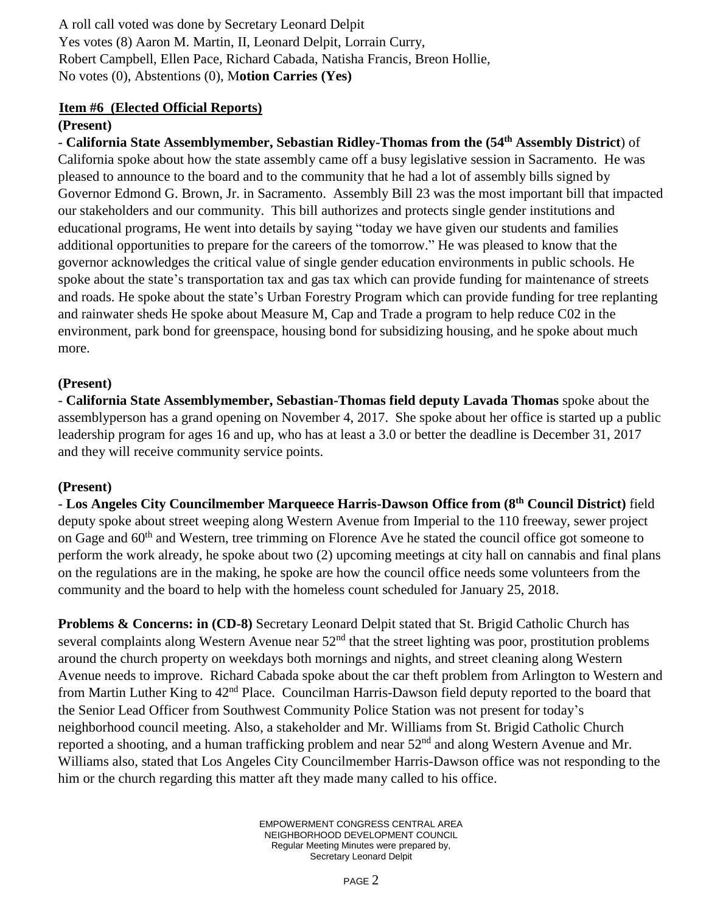A roll call voted was done by Secretary Leonard Delpit
Yes votes (8) Aaron M. Martin, II, Leonard Delpit, Lorrain Curry,
Robert Campbell, Ellen Pace, Richard Cabada, Natisha Francis, Breon Hollie,
No votes (0), Abstentions (0), M**otion Carries (Yes)**

**Item #6 (Elected Official Reports)**

**(Present)**

- **California State Assemblymember, Sebastian Ridley-Thomas from the (54th Assembly District**) of California spoke about how the state assembly came off a busy legislative session in Sacramento. He was pleased to announce to the board and to the community that he had a lot of assembly bills signed by Governor Edmond G. Brown, Jr. in Sacramento. Assembly Bill 23 was the most important bill that impacted our stakeholders and our community. This bill authorizes and protects single gender institutions and educational programs, He went into details by saying "today we have given our students and families additional opportunities to prepare for the careers of the tomorrow." He was pleased to know that the governor acknowledges the critical value of single gender education environments in public schools. He spoke about the state's transportation tax and gas tax which can provide funding for maintenance of streets and roads. He spoke about the state's Urban Forestry Program which can provide funding for tree replanting and rainwater sheds He spoke about Measure M, Cap and Trade a program to help reduce C02 in the environment, park bond for greenspace, housing bond for subsidizing housing, and he spoke about much more.

**(Present)**

- **California State Assemblymember, Sebastian-Thomas field deputy Lavada Thomas** spoke about the assemblyperson has a grand opening on November 4, 2017. She spoke about her office is started up a public leadership program for ages 16 and up, who has at least a 3.0 or better the deadline is December 31, 2017 and they will receive community service points.

**(Present)**

- **Los Angeles City Councilmember Marqueece Harris-Dawson Office from (8th Council District)** field deputy spoke about street weeping along Western Avenue from Imperial to the 110 freeway, sewer project on Gage and 60th and Western, tree trimming on Florence Ave he stated the council office got someone to perform the work already, he spoke about two (2) upcoming meetings at city hall on cannabis and final plans on the regulations are in the making, he spoke are how the council office needs some volunteers from the community and the board to help with the homeless count scheduled for January 25, 2018.

**Problems & Concerns: in (CD-8)** Secretary Leonard Delpit stated that St. Brigid Catholic Church has several complaints along Western Avenue near 52nd that the street lighting was poor, prostitution problems around the church property on weekdays both mornings and nights, and street cleaning along Western Avenue needs to improve. Richard Cabada spoke about the car theft problem from Arlington to Western and from Martin Luther King to 42nd Place. Councilman Harris-Dawson field deputy reported to the board that the Senior Lead Officer from Southwest Community Police Station was not present for today's neighborhood council meeting. Also, a stakeholder and Mr. Williams from St. Brigid Catholic Church reported a shooting, and a human trafficking problem and near 52nd and along Western Avenue and Mr. Williams also, stated that Los Angeles City Councilmember Harris-Dawson office was not responding to the him or the church regarding this matter aft they made many called to his office.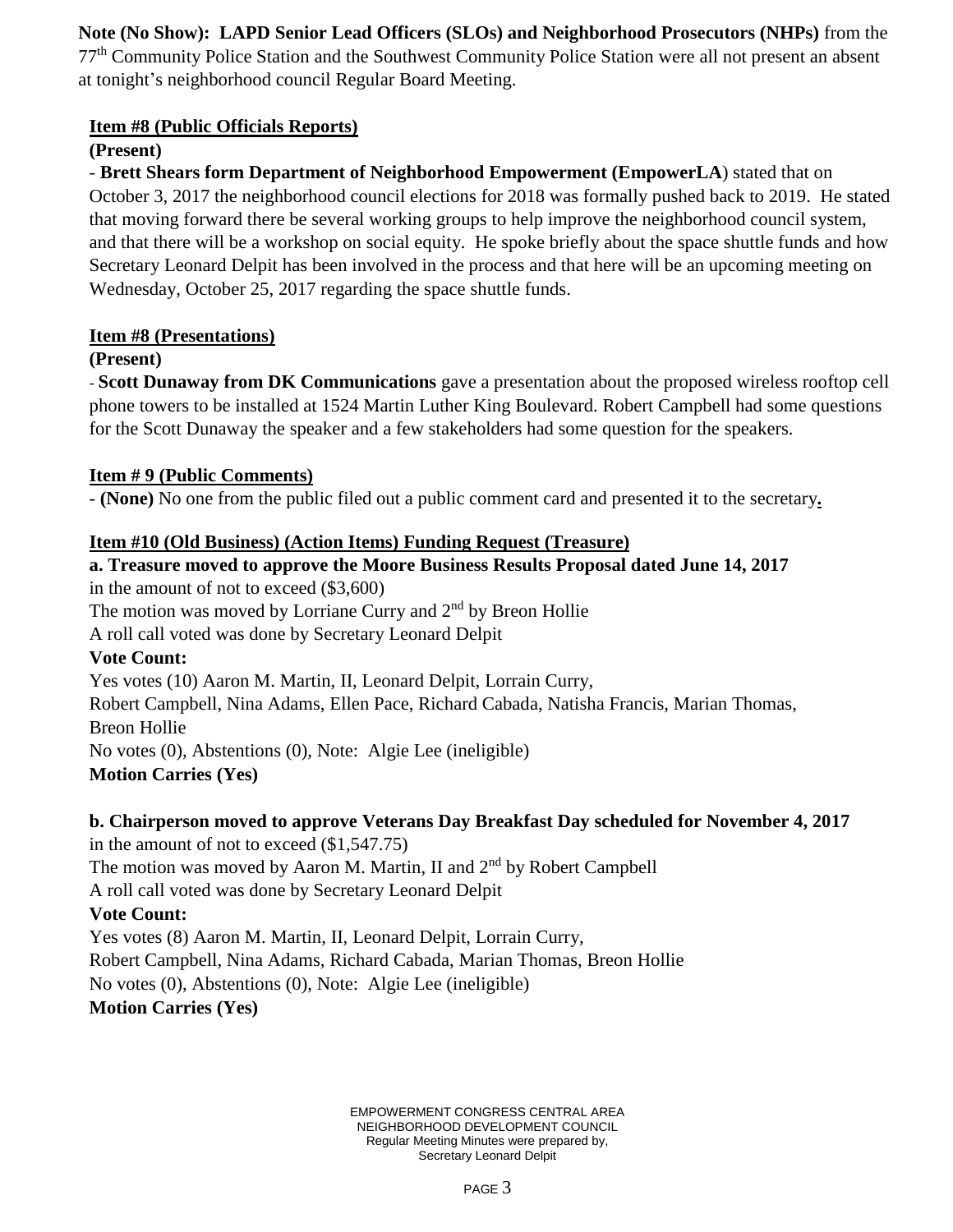**Note (No Show): LAPD Senior Lead Officers (SLOs) and Neighborhood Prosecutors (NHPs)** from the 77th Community Police Station and the Southwest Community Police Station were all not present an absent at tonight's neighborhood council Regular Board Meeting.

**Item #8 (Public Officials Reports)**

**(Present)**

- **Brett Shears form Department of Neighborhood Empowerment (EmpowerLA**) stated that on October 3, 2017 the neighborhood council elections for 2018 was formally pushed back to 2019. He stated that moving forward there be several working groups to help improve the neighborhood council system, and that there will be a workshop on social equity. He spoke briefly about the space shuttle funds and how Secretary Leonard Delpit has been involved in the process and that here will be an upcoming meeting on Wednesday, October 25, 2017 regarding the space shuttle funds.

**Item #8 (Presentations)**

**(Present)**

- **Scott Dunaway from DK Communications** gave a presentation about the proposed wireless rooftop cell phone towers to be installed at 1524 Martin Luther King Boulevard. Robert Campbell had some questions for the Scott Dunaway the speaker and a few stakeholders had some question for the speakers.

**Item # 9 (Public Comments)**

- **(None)** No one from the public filed out a public comment card and presented it to the secretary**.**

**Item #10 (Old Business) (Action Items) Funding Request (Treasure)**

**a. Treasure moved to approve the Moore Business Results Proposal dated June 14, 2017**
in the amount of not to exceed ($3,600)
The motion was moved by Lorriane Curry and 2nd by Breon Hollie
A roll call voted was done by Secretary Leonard Delpit

**Vote Count:**

Yes votes (10) Aaron M. Martin, II, Leonard Delpit, Lorrain Curry,
Robert Campbell, Nina Adams, Ellen Pace, Richard Cabada, Natisha Francis, Marian Thomas,
Breon Hollie
No votes (0), Abstentions (0), Note: Algie Lee (ineligible)

**Motion Carries (Yes)**

**b. Chairperson moved to approve Veterans Day Breakfast Day scheduled for November 4, 2017**
in the amount of not to exceed ($1,547.75)
The motion was moved by Aaron M. Martin, II and 2nd by Robert Campbell
A roll call voted was done by Secretary Leonard Delpit

**Vote Count:**

Yes votes (8) Aaron M. Martin, II, Leonard Delpit, Lorrain Curry,
Robert Campbell, Nina Adams, Richard Cabada, Marian Thomas, Breon Hollie
No votes (0), Abstentions (0), Note: Algie Lee (ineligible)

**Motion Carries (Yes)**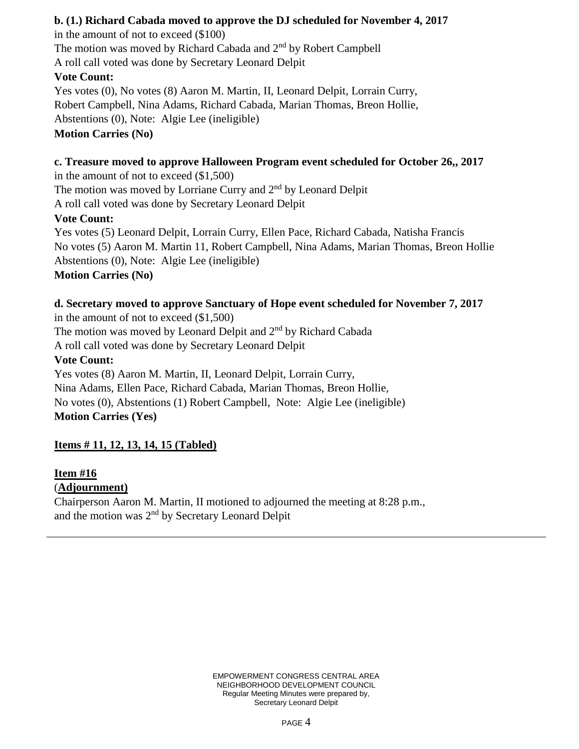**b. (1.) Richard Cabada moved to approve the DJ scheduled for November 4, 2017**
in the amount of not to exceed ($100)
The motion was moved by Richard Cabada and 2nd by Robert Campbell
A roll call voted was done by Secretary Leonard Delpit
**Vote Count:**
Yes votes (0), No votes (8) Aaron M. Martin, II, Leonard Delpit, Lorrain Curry,
Robert Campbell, Nina Adams, Richard Cabada, Marian Thomas, Breon Hollie,
Abstentions (0), Note: Algie Lee (ineligible)
**Motion Carries (No)**

**c. Treasure moved to approve Halloween Program event scheduled for October 26,, 2017**
in the amount of not to exceed ($1,500)
The motion was moved by Lorriane Curry and 2nd by Leonard Delpit
A roll call voted was done by Secretary Leonard Delpit
**Vote Count:**
Yes votes (5) Leonard Delpit, Lorrain Curry, Ellen Pace, Richard Cabada, Natisha Francis
No votes (5) Aaron M. Martin 11, Robert Campbell, Nina Adams, Marian Thomas, Breon Hollie
Abstentions (0), Note: Algie Lee (ineligible)
**Motion Carries (No)**

**d. Secretary moved to approve Sanctuary of Hope event scheduled for November 7, 2017**
in the amount of not to exceed ($1,500)
The motion was moved by Leonard Delpit and 2nd by Richard Cabada
A roll call voted was done by Secretary Leonard Delpit
**Vote Count:**
Yes votes (8) Aaron M. Martin, II, Leonard Delpit, Lorrain Curry,
Nina Adams, Ellen Pace, Richard Cabada, Marian Thomas, Breon Hollie,
No votes (0), Abstentions (1) Robert Campbell, Note: Algie Lee (ineligible)
**Motion Carries (Yes)**

**Items # 11, 12, 13, 14, 15 (Tabled)**

**Item #16**
(**Adjournment)**
Chairperson Aaron M. Martin, II motioned to adjourned the meeting at 8:28 p.m.,
and the motion was 2nd by Secretary Leonard Delpit

---

EMPOWERMENT CONGRESS CENTRAL AREA
NEIGHBORHOOD DEVELOPMENT COUNCIL
Regular Meeting Minutes were prepared by,
Secretary Leonard Delpit